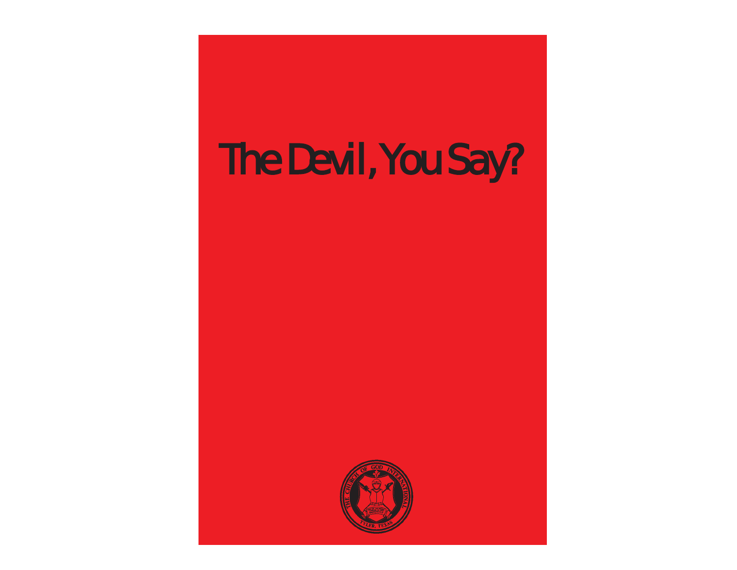# The Devil, You Say?

THE CHURCH OF GOD INTERNATIONAL

TYLER, TEXAS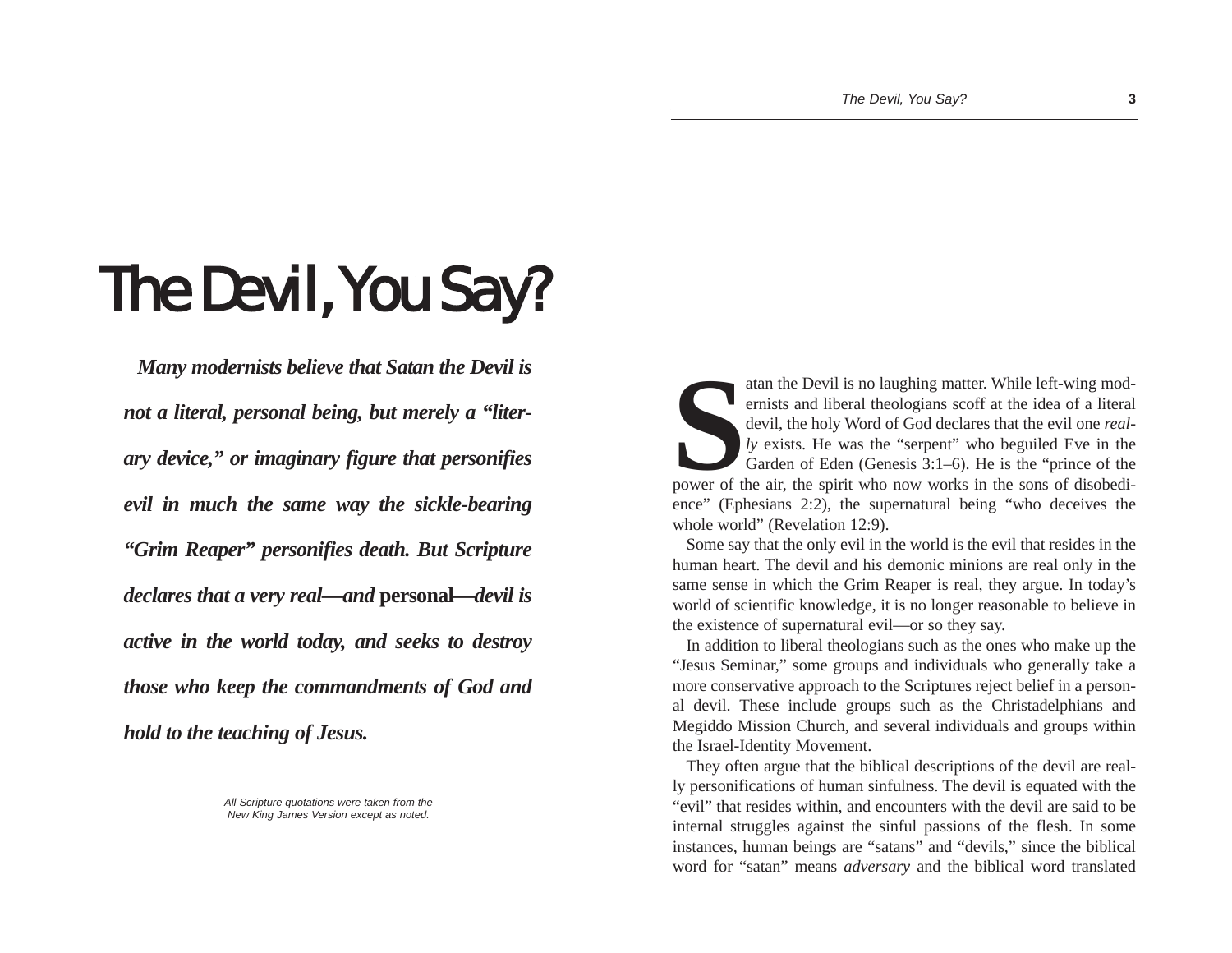# The Devil, You Say?

***Many modernists believe that Satan the Devil is not a literal, personal being, but merely a "literary device," or imaginary figure that personifies evil in much the same way the sickle-bearing "Grim Reaper" personifies death. But Scripture declares that a very real—and* personal*—devil is active in the world today, and seeks to destroy those who keep the commandments of God and hold to the teaching of Jesus.***

*All Scripture quotations were taken from the New King James Version except as noted.*

Satan the Devil is no laughing matter. While left-wing modernists and liberal theologians scoff at the idea of a literal devil, the holy Word of God declares that the evil one *really* exists. He was the "serpent" who beguiled Eve in the Garden of Eden (Genesis 3:1–6). He is the "prince of the power of the air, the spirit who now works in the sons of disobedience" (Ephesians 2:2), the supernatural being "who deceives the whole world" (Revelation 12:9).

Some say that the only evil in the world is the evil that resides in the human heart. The devil and his demonic minions are real only in the same sense in which the Grim Reaper is real, they argue. In today's world of scientific knowledge, it is no longer reasonable to believe in the existence of supernatural evil—or so they say.

In addition to liberal theologians such as the ones who make up the "Jesus Seminar," some groups and individuals who generally take a more conservative approach to the Scriptures reject belief in a personal devil. These include groups such as the Christadelphians and Megiddo Mission Church, and several individuals and groups within the Israel-Identity Movement.

They often argue that the biblical descriptions of the devil are really personifications of human sinfulness. The devil is equated with the "evil" that resides within, and encounters with the devil are said to be internal struggles against the sinful passions of the flesh. In some instances, human beings are "satans" and "devils," since the biblical word for "satan" means *adversary* and the biblical word translated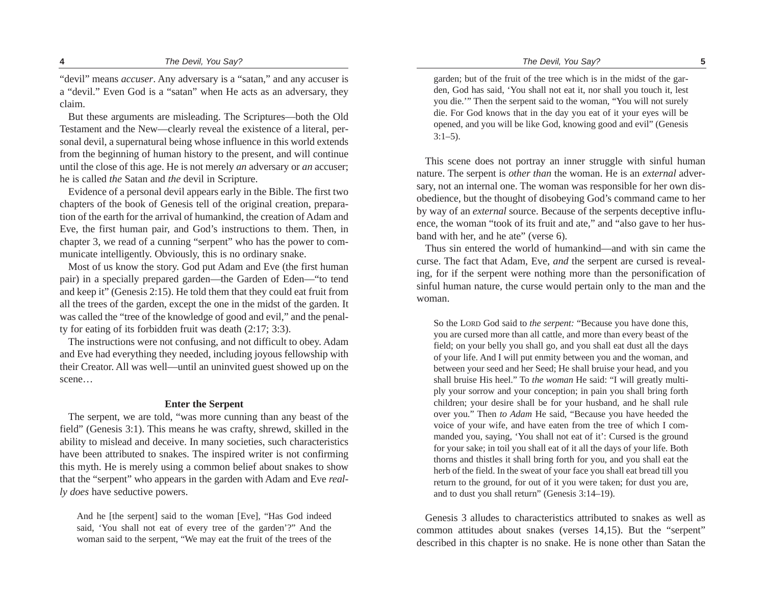"devil" means *accuser*. Any adversary is a "satan," and any accuser is a "devil." Even God is a "satan" when He acts as an adversary, they claim.

But these arguments are misleading. The Scriptures—both the Old Testament and the New—clearly reveal the existence of a literal, personal devil, a supernatural being whose influence in this world extends from the beginning of human history to the present, and will continue until the close of this age. He is not merely *an* adversary or *an* accuser; he is called *the* Satan and *the* devil in Scripture.

Evidence of a personal devil appears early in the Bible. The first two chapters of the book of Genesis tell of the original creation, preparation of the earth for the arrival of humankind, the creation of Adam and Eve, the first human pair, and God's instructions to them. Then, in chapter 3, we read of a cunning "serpent" who has the power to communicate intelligently. Obviously, this is no ordinary snake.

Most of us know the story. God put Adam and Eve (the first human pair) in a specially prepared garden—the Garden of Eden—"to tend and keep it" (Genesis 2:15). He told them that they could eat fruit from all the trees of the garden, except the one in the midst of the garden. It was called the "tree of the knowledge of good and evil," and the penalty for eating of its forbidden fruit was death (2:17; 3:3).

The instructions were not confusing, and not difficult to obey. Adam and Eve had everything they needed, including joyous fellowship with their Creator. All was well—until an uninvited guest showed up on the scene…

**Enter the Serpent**

The serpent, we are told, "was more cunning than any beast of the field" (Genesis 3:1). This means he was crafty, shrewd, skilled in the ability to mislead and deceive. In many societies, such characteristics have been attributed to snakes. The inspired writer is not confirming this myth. He is merely using a common belief about snakes to show that the "serpent" who appears in the garden with Adam and Eve *really does* have seductive powers.

> And he [the serpent] said to the woman [Eve], "Has God indeed said, 'You shall not eat of every tree of the garden'?" And the woman said to the serpent, "We may eat the fruit of the trees of the garden; but of the fruit of the tree which is in the midst of the garden, God has said, 'You shall not eat it, nor shall you touch it, lest you die.'" Then the serpent said to the woman, "You will not surely die. For God knows that in the day you eat of it your eyes will be opened, and you will be like God, knowing good and evil" (Genesis 3:1–5).

This scene does not portray an inner struggle with sinful human nature. The serpent is *other than* the woman. He is an *external* adversary, not an internal one. The woman was responsible for her own disobedience, but the thought of disobeying God's command came to her by way of an *external* source. Because of the serpents deceptive influence, the woman "took of its fruit and ate," and "also gave to her husband with her, and he ate" (verse 6).

Thus sin entered the world of humankind—and with sin came the curse. The fact that Adam, Eve, *and* the serpent are cursed is revealing, for if the serpent were nothing more than the personification of sinful human nature, the curse would pertain only to the man and the woman.

> So the LORD God said to *the serpent:* "Because you have done this, you are cursed more than all cattle, and more than every beast of the field; on your belly you shall go, and you shall eat dust all the days of your life. And I will put enmity between you and the woman, and between your seed and her Seed; He shall bruise your head, and you shall bruise His heel." To *the woman* He said: "I will greatly multiply your sorrow and your conception; in pain you shall bring forth children; your desire shall be for your husband, and he shall rule over you." Then *to Adam* He said, "Because you have heeded the voice of your wife, and have eaten from the tree of which I commanded you, saying, 'You shall not eat of it': Cursed is the ground for your sake; in toil you shall eat of it all the days of your life. Both thorns and thistles it shall bring forth for you, and you shall eat the herb of the field. In the sweat of your face you shall eat bread till you return to the ground, for out of it you were taken; for dust you are, and to dust you shall return" (Genesis 3:14–19).

Genesis 3 alludes to characteristics attributed to snakes as well as common attitudes about snakes (verses 14,15). But the "serpent" described in this chapter is no snake. He is none other than Satan the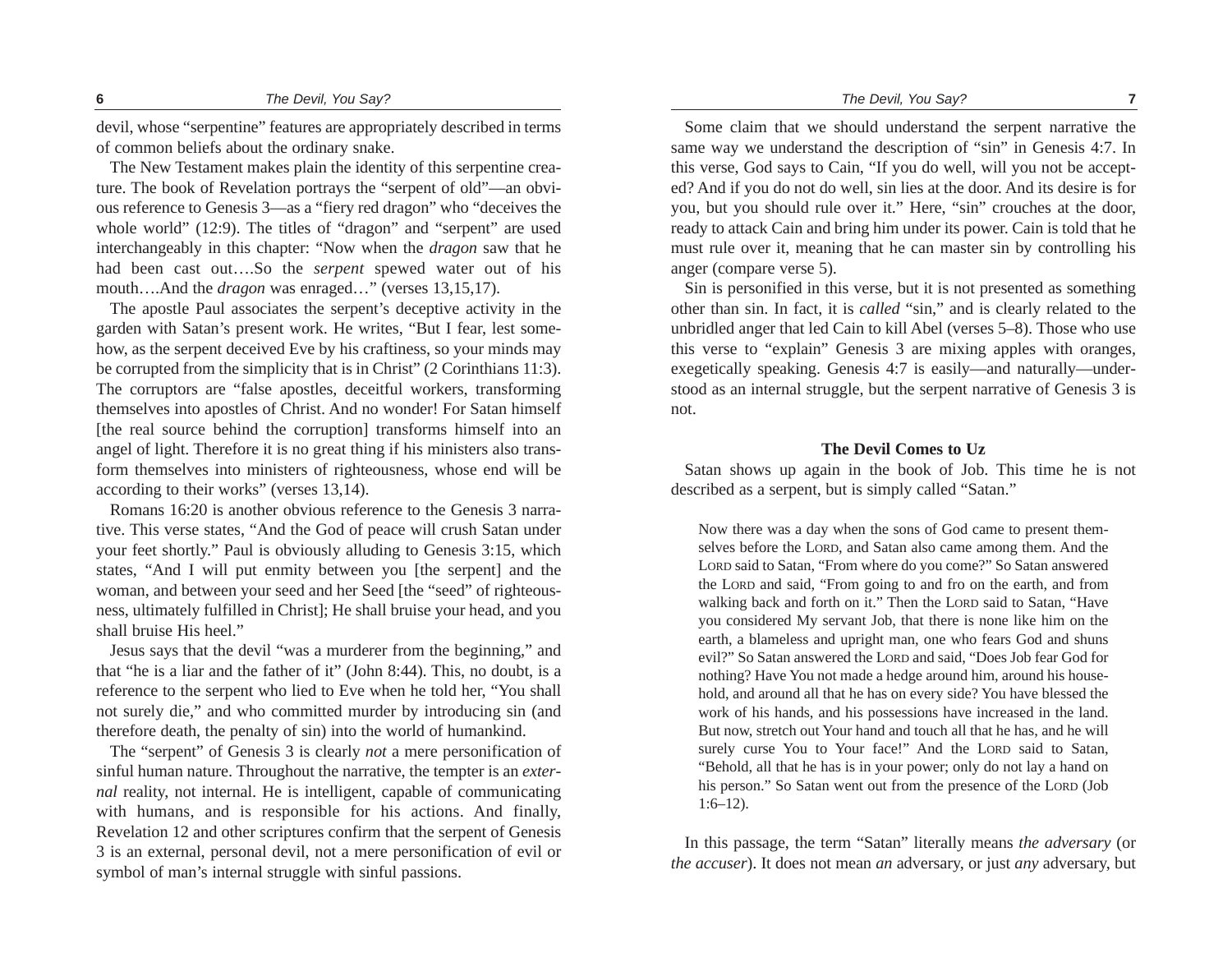devil, whose "serpentine" features are appropriately described in terms of common beliefs about the ordinary snake.

The New Testament makes plain the identity of this serpentine creature. The book of Revelation portrays the "serpent of old"—an obvious reference to Genesis 3—as a "fiery red dragon" who "deceives the whole world" (12:9). The titles of "dragon" and "serpent" are used interchangeably in this chapter: "Now when the *dragon* saw that he had been cast out….So the *serpent* spewed water out of his mouth….And the *dragon* was enraged…" (verses 13,15,17).

The apostle Paul associates the serpent's deceptive activity in the garden with Satan's present work. He writes, "But I fear, lest somehow, as the serpent deceived Eve by his craftiness, so your minds may be corrupted from the simplicity that is in Christ" (2 Corinthians 11:3). The corruptors are "false apostles, deceitful workers, transforming themselves into apostles of Christ. And no wonder! For Satan himself [the real source behind the corruption] transforms himself into an angel of light. Therefore it is no great thing if his ministers also transform themselves into ministers of righteousness, whose end will be according to their works" (verses 13,14).

Romans 16:20 is another obvious reference to the Genesis 3 narrative. This verse states, "And the God of peace will crush Satan under your feet shortly." Paul is obviously alluding to Genesis 3:15, which states, "And I will put enmity between you [the serpent] and the woman, and between your seed and her Seed [the "seed" of righteousness, ultimately fulfilled in Christ]; He shall bruise your head, and you shall bruise His heel."

Jesus says that the devil "was a murderer from the beginning," and that "he is a liar and the father of it" (John 8:44). This, no doubt, is a reference to the serpent who lied to Eve when he told her, "You shall not surely die," and who committed murder by introducing sin (and therefore death, the penalty of sin) into the world of humankind.

The "serpent" of Genesis 3 is clearly *not* a mere personification of sinful human nature. Throughout the narrative, the tempter is an *external* reality, not internal. He is intelligent, capable of communicating with humans, and is responsible for his actions. And finally, Revelation 12 and other scriptures confirm that the serpent of Genesis 3 is an external, personal devil, not a mere personification of evil or symbol of man's internal struggle with sinful passions.

Some claim that we should understand the serpent narrative the same way we understand the description of "sin" in Genesis 4:7. In this verse, God says to Cain, "If you do well, will you not be accepted? And if you do not do well, sin lies at the door. And its desire is for you, but you should rule over it." Here, "sin" crouches at the door, ready to attack Cain and bring him under its power. Cain is told that he must rule over it, meaning that he can master sin by controlling his anger (compare verse 5).

Sin is personified in this verse, but it is not presented as something other than sin. In fact, it is *called* "sin," and is clearly related to the unbridled anger that led Cain to kill Abel (verses 5–8). Those who use this verse to "explain" Genesis 3 are mixing apples with oranges, exegetically speaking. Genesis 4:7 is easily—and naturally—understood as an internal struggle, but the serpent narrative of Genesis 3 is not.

### The Devil Comes to Uz

Satan shows up again in the book of Job. This time he is not described as a serpent, but is simply called "Satan."

> Now there was a day when the sons of God came to present themselves before the LORD, and Satan also came among them. And the LORD said to Satan, "From where do you come?" So Satan answered the LORD and said, "From going to and fro on the earth, and from walking back and forth on it." Then the LORD said to Satan, "Have you considered My servant Job, that there is none like him on the earth, a blameless and upright man, one who fears God and shuns evil?" So Satan answered the LORD and said, "Does Job fear God for nothing? Have You not made a hedge around him, around his household, and around all that he has on every side? You have blessed the work of his hands, and his possessions have increased in the land. But now, stretch out Your hand and touch all that he has, and he will surely curse You to Your face!" And the LORD said to Satan, "Behold, all that he has is in your power; only do not lay a hand on his person." So Satan went out from the presence of the LORD (Job 1:6–12).

In this passage, the term "Satan" literally means *the adversary* (or *the accuser*). It does not mean *an* adversary, or just *any* adversary, but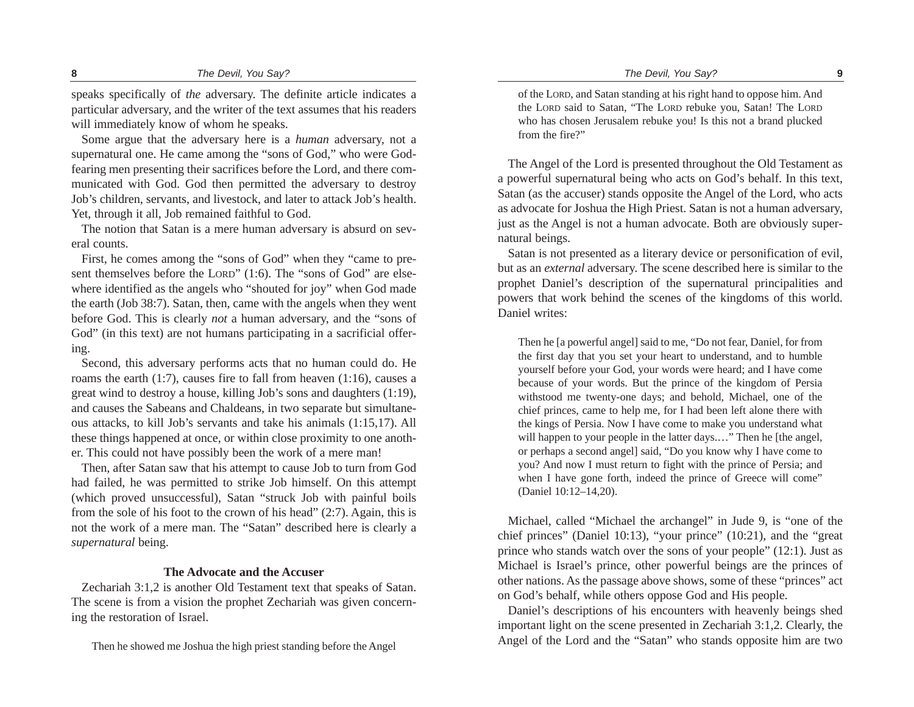speaks specifically of *the* adversary. The definite article indicates a particular adversary, and the writer of the text assumes that his readers will immediately know of whom he speaks.

Some argue that the adversary here is a *human* adversary, not a supernatural one. He came among the "sons of God," who were God-fearing men presenting their sacrifices before the Lord, and there communicated with God. God then permitted the adversary to destroy Job's children, servants, and livestock, and later to attack Job's health. Yet, through it all, Job remained faithful to God.

The notion that Satan is a mere human adversary is absurd on several counts.

First, he comes among the "sons of God" when they "came to present themselves before the LORD" (1:6). The "sons of God" are elsewhere identified as the angels who "shouted for joy" when God made the earth (Job 38:7). Satan, then, came with the angels when they went before God. This is clearly *not* a human adversary, and the "sons of God" (in this text) are not humans participating in a sacrificial offering.

Second, this adversary performs acts that no human could do. He roams the earth (1:7), causes fire to fall from heaven (1:16), causes a great wind to destroy a house, killing Job's sons and daughters (1:19), and causes the Sabeans and Chaldeans, in two separate but simultaneous attacks, to kill Job's servants and take his animals (1:15,17). All these things happened at once, or within close proximity to one another. This could not have possibly been the work of a mere man!

Then, after Satan saw that his attempt to cause Job to turn from God had failed, he was permitted to strike Job himself. On this attempt (which proved unsuccessful), Satan "struck Job with painful boils from the sole of his foot to the crown of his head" (2:7). Again, this is not the work of a mere man. The "Satan" described here is clearly a *supernatural* being.

### The Advocate and the Accuser

Zechariah 3:1,2 is another Old Testament text that speaks of Satan. The scene is from a vision the prophet Zechariah was given concerning the restoration of Israel.

> Then he showed me Joshua the high priest standing before the Angel of the LORD, and Satan standing at his right hand to oppose him. And the LORD said to Satan, "The LORD rebuke you, Satan! The LORD who has chosen Jerusalem rebuke you! Is this not a brand plucked from the fire?"

The Angel of the Lord is presented throughout the Old Testament as a powerful supernatural being who acts on God's behalf. In this text, Satan (as the accuser) stands opposite the Angel of the Lord, who acts as advocate for Joshua the High Priest. Satan is not a human adversary, just as the Angel is not a human advocate. Both are obviously supernatural beings.

Satan is not presented as a literary device or personification of evil, but as an *external* adversary. The scene described here is similar to the prophet Daniel's description of the supernatural principalities and powers that work behind the scenes of the kingdoms of this world. Daniel writes:

> Then he [a powerful angel] said to me, "Do not fear, Daniel, for from the first day that you set your heart to understand, and to humble yourself before your God, your words were heard; and I have come because of your words. But the prince of the kingdom of Persia withstood me twenty-one days; and behold, Michael, one of the chief princes, came to help me, for I had been left alone there with the kings of Persia. Now I have come to make you understand what will happen to your people in the latter days.…" Then he [the angel, or perhaps a second angel] said, "Do you know why I have come to you? And now I must return to fight with the prince of Persia; and when I have gone forth, indeed the prince of Greece will come" (Daniel 10:12–14,20).

Michael, called "Michael the archangel" in Jude 9, is "one of the chief princes" (Daniel 10:13), "your prince" (10:21), and the "great prince who stands watch over the sons of your people" (12:1). Just as Michael is Israel's prince, other powerful beings are the princes of other nations. As the passage above shows, some of these "princes" act on God's behalf, while others oppose God and His people.

Daniel's descriptions of his encounters with heavenly beings shed important light on the scene presented in Zechariah 3:1,2. Clearly, the Angel of the Lord and the "Satan" who stands opposite him are two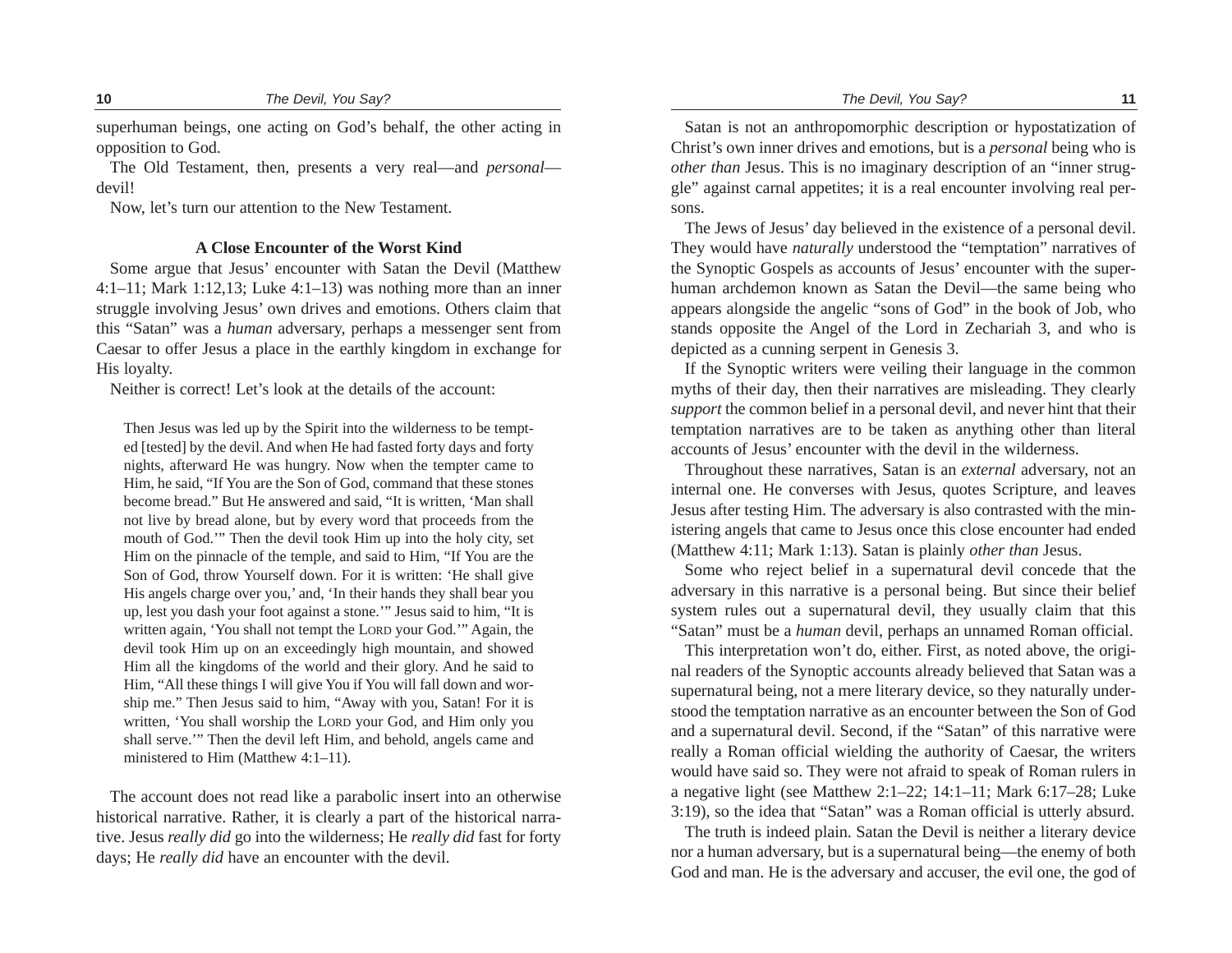superhuman beings, one acting on God's behalf, the other acting in opposition to God.

The Old Testament, then, presents a very real—and *personal*—devil!

Now, let's turn our attention to the New Testament.

### A Close Encounter of the Worst Kind

Some argue that Jesus' encounter with Satan the Devil (Matthew 4:1–11; Mark 1:12,13; Luke 4:1–13) was nothing more than an inner struggle involving Jesus' own drives and emotions. Others claim that this "Satan" was a *human* adversary, perhaps a messenger sent from Caesar to offer Jesus a place in the earthly kingdom in exchange for His loyalty.

Neither is correct! Let's look at the details of the account:

> Then Jesus was led up by the Spirit into the wilderness to be tempted [tested] by the devil. And when He had fasted forty days and forty nights, afterward He was hungry. Now when the tempter came to Him, he said, "If You are the Son of God, command that these stones become bread." But He answered and said, "It is written, 'Man shall not live by bread alone, but by every word that proceeds from the mouth of God.'" Then the devil took Him up into the holy city, set Him on the pinnacle of the temple, and said to Him, "If You are the Son of God, throw Yourself down. For it is written: 'He shall give His angels charge over you,' and, 'In their hands they shall bear you up, lest you dash your foot against a stone.'" Jesus said to him, "It is written again, 'You shall not tempt the LORD your God.'" Again, the devil took Him up on an exceedingly high mountain, and showed Him all the kingdoms of the world and their glory. And he said to Him, "All these things I will give You if You will fall down and worship me." Then Jesus said to him, "Away with you, Satan! For it is written, 'You shall worship the LORD your God, and Him only you shall serve.'" Then the devil left Him, and behold, angels came and ministered to Him (Matthew 4:1–11).

The account does not read like a parabolic insert into an otherwise historical narrative. Rather, it is clearly a part of the historical narrative. Jesus *really did* go into the wilderness; He *really did* fast for forty days; He *really did* have an encounter with the devil.

Satan is not an anthropomorphic description or hypostatization of Christ's own inner drives and emotions, but is a *personal* being who is *other than* Jesus. This is no imaginary description of an "inner struggle" against carnal appetites; it is a real encounter involving real persons.

The Jews of Jesus' day believed in the existence of a personal devil. They would have *naturally* understood the "temptation" narratives of the Synoptic Gospels as accounts of Jesus' encounter with the superhuman archdemon known as Satan the Devil—the same being who appears alongside the angelic "sons of God" in the book of Job, who stands opposite the Angel of the Lord in Zechariah 3, and who is depicted as a cunning serpent in Genesis 3.

If the Synoptic writers were veiling their language in the common myths of their day, then their narratives are misleading. They clearly *support* the common belief in a personal devil, and never hint that their temptation narratives are to be taken as anything other than literal accounts of Jesus' encounter with the devil in the wilderness.

Throughout these narratives, Satan is an *external* adversary, not an internal one. He converses with Jesus, quotes Scripture, and leaves Jesus after testing Him. The adversary is also contrasted with the ministering angels that came to Jesus once this close encounter had ended (Matthew 4:11; Mark 1:13). Satan is plainly *other than* Jesus.

Some who reject belief in a supernatural devil concede that the adversary in this narrative is a personal being. But since their belief system rules out a supernatural devil, they usually claim that this "Satan" must be a *human* devil, perhaps an unnamed Roman official.

This interpretation won't do, either. First, as noted above, the original readers of the Synoptic accounts already believed that Satan was a supernatural being, not a mere literary device, so they naturally understood the temptation narrative as an encounter between the Son of God and a supernatural devil. Second, if the "Satan" of this narrative were really a Roman official wielding the authority of Caesar, the writers would have said so. They were not afraid to speak of Roman rulers in a negative light (see Matthew 2:1–22; 14:1–11; Mark 6:17–28; Luke 3:19), so the idea that "Satan" was a Roman official is utterly absurd.

The truth is indeed plain. Satan the Devil is neither a literary device nor a human adversary, but is a supernatural being—the enemy of both God and man. He is the adversary and accuser, the evil one, the god of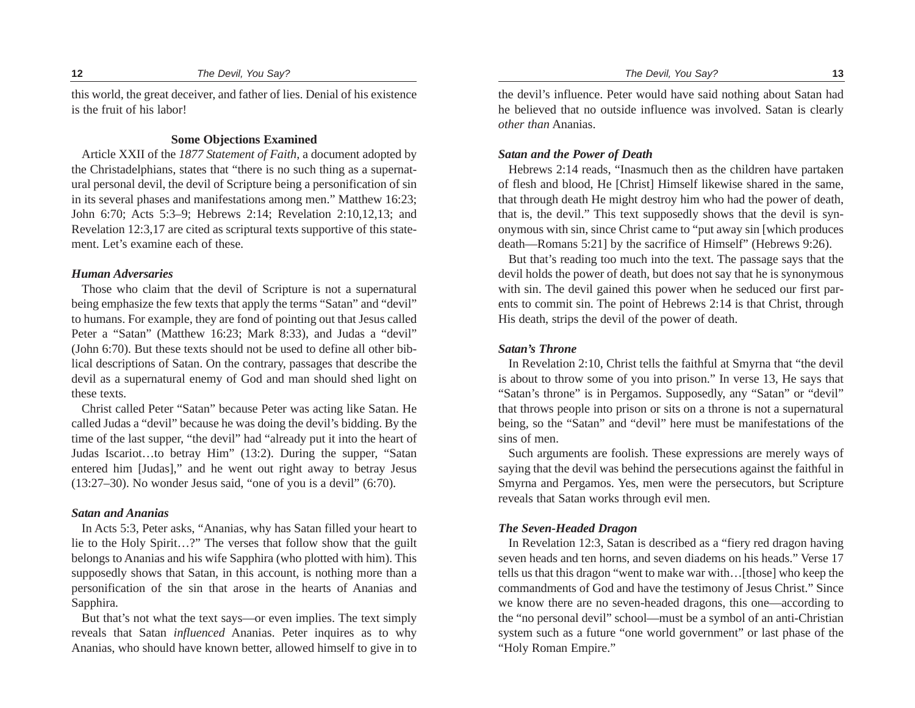this world, the great deceiver, and father of lies. Denial of his existence is the fruit of his labor!

### Some Objections Examined

Article XXII of the *1877 Statement of Faith*, a document adopted by the Christadelphians, states that "there is no such thing as a supernatural personal devil, the devil of Scripture being a personification of sin in its several phases and manifestations among men." Matthew 16:23; John 6:70; Acts 5:3–9; Hebrews 2:14; Revelation 2:10,12,13; and Revelation 12:3,17 are cited as scriptural texts supportive of this statement. Let's examine each of these.

#### *Human Adversaries*

Those who claim that the devil of Scripture is not a supernatural being emphasize the few texts that apply the terms "Satan" and "devil" to humans. For example, they are fond of pointing out that Jesus called Peter a "Satan" (Matthew 16:23; Mark 8:33), and Judas a "devil" (John 6:70). But these texts should not be used to define all other biblical descriptions of Satan. On the contrary, passages that describe the devil as a supernatural enemy of God and man should shed light on these texts.

Christ called Peter "Satan" because Peter was acting like Satan. He called Judas a "devil" because he was doing the devil's bidding. By the time of the last supper, "the devil" had "already put it into the heart of Judas Iscariot…to betray Him" (13:2). During the supper, "Satan entered him [Judas]," and he went out right away to betray Jesus (13:27–30). No wonder Jesus said, "one of you is a devil" (6:70).

#### *Satan and Ananias*

In Acts 5:3, Peter asks, "Ananias, why has Satan filled your heart to lie to the Holy Spirit…?" The verses that follow show that the guilt belongs to Ananias and his wife Sapphira (who plotted with him). This supposedly shows that Satan, in this account, is nothing more than a personification of the sin that arose in the hearts of Ananias and Sapphira.

But that's not what the text says—or even implies. The text simply reveals that Satan *influenced* Ananias. Peter inquires as to why Ananias, who should have known better, allowed himself to give in to the devil's influence. Peter would have said nothing about Satan had he believed that no outside influence was involved. Satan is clearly *other than* Ananias.

#### *Satan and the Power of Death*

Hebrews 2:14 reads, "Inasmuch then as the children have partaken of flesh and blood, He [Christ] Himself likewise shared in the same, that through death He might destroy him who had the power of death, that is, the devil." This text supposedly shows that the devil is synonymous with sin, since Christ came to "put away sin [which produces death—Romans 5:21] by the sacrifice of Himself" (Hebrews 9:26).

But that's reading too much into the text. The passage says that the devil holds the power of death, but does not say that he is synonymous with sin. The devil gained this power when he seduced our first parents to commit sin. The point of Hebrews 2:14 is that Christ, through His death, strips the devil of the power of death.

#### *Satan's Throne*

In Revelation 2:10, Christ tells the faithful at Smyrna that "the devil is about to throw some of you into prison." In verse 13, He says that "Satan's throne" is in Pergamos. Supposedly, any "Satan" or "devil" that throws people into prison or sits on a throne is not a supernatural being, so the "Satan" and "devil" here must be manifestations of the sins of men.

Such arguments are foolish. These expressions are merely ways of saying that the devil was behind the persecutions against the faithful in Smyrna and Pergamos. Yes, men were the persecutors, but Scripture reveals that Satan works through evil men.

#### *The Seven-Headed Dragon*

In Revelation 12:3, Satan is described as a "fiery red dragon having seven heads and ten horns, and seven diadems on his heads." Verse 17 tells us that this dragon "went to make war with…[those] who keep the commandments of God and have the testimony of Jesus Christ." Since we know there are no seven-headed dragons, this one—according to the "no personal devil" school—must be a symbol of an anti-Christian system such as a future "one world government" or last phase of the "Holy Roman Empire."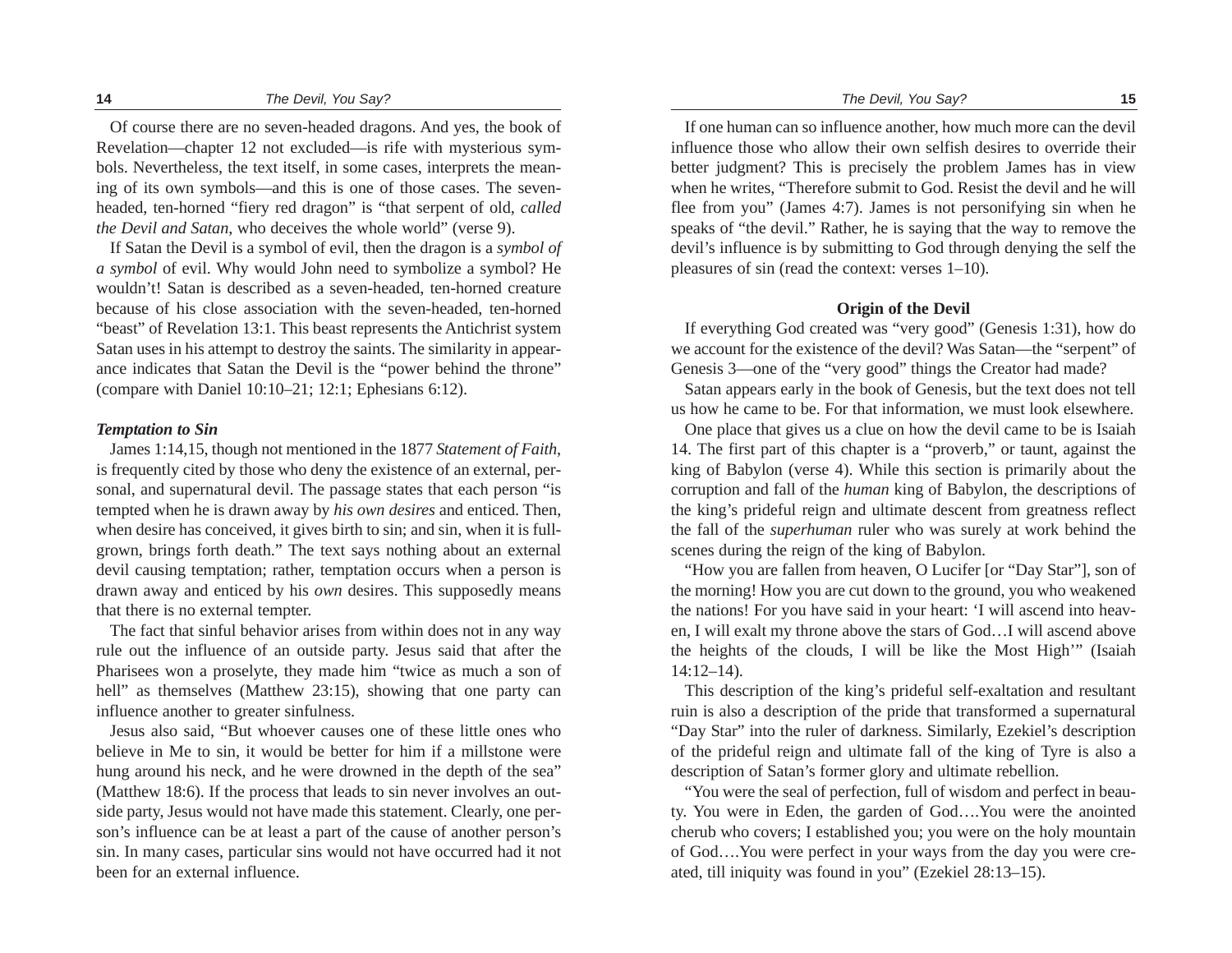Of course there are no seven-headed dragons. And yes, the book of Revelation—chapter 12 not excluded—is rife with mysterious symbols. Nevertheless, the text itself, in some cases, interprets the meaning of its own symbols—and this is one of those cases. The seven-headed, ten-horned "fiery red dragon" is "that serpent of old, *called the Devil and Satan*, who deceives the whole world" (verse 9).

If Satan the Devil is a symbol of evil, then the dragon is a *symbol of a symbol* of evil. Why would John need to symbolize a symbol? He wouldn't! Satan is described as a seven-headed, ten-horned creature because of his close association with the seven-headed, ten-horned "beast" of Revelation 13:1. This beast represents the Antichrist system Satan uses in his attempt to destroy the saints. The similarity in appearance indicates that Satan the Devil is the "power behind the throne" (compare with Daniel 10:10–21; 12:1; Ephesians 6:12).

### *Temptation to Sin*

James 1:14,15, though not mentioned in the 1877 *Statement of Faith*, is frequently cited by those who deny the existence of an external, personal, and supernatural devil. The passage states that each person "is tempted when he is drawn away by *his own desires* and enticed. Then, when desire has conceived, it gives birth to sin; and sin, when it is full-grown, brings forth death." The text says nothing about an external devil causing temptation; rather, temptation occurs when a person is drawn away and enticed by his *own* desires. This supposedly means that there is no external tempter.

The fact that sinful behavior arises from within does not in any way rule out the influence of an outside party. Jesus said that after the Pharisees won a proselyte, they made him "twice as much a son of hell" as themselves (Matthew 23:15), showing that one party can influence another to greater sinfulness.

Jesus also said, "But whoever causes one of these little ones who believe in Me to sin, it would be better for him if a millstone were hung around his neck, and he were drowned in the depth of the sea" (Matthew 18:6). If the process that leads to sin never involves an outside party, Jesus would not have made this statement. Clearly, one person's influence can be at least a part of the cause of another person's sin. In many cases, particular sins would not have occurred had it not been for an external influence.

If one human can so influence another, how much more can the devil influence those who allow their own selfish desires to override their better judgment? This is precisely the problem James has in view when he writes, "Therefore submit to God. Resist the devil and he will flee from you" (James 4:7). James is not personifying sin when he speaks of "the devil." Rather, he is saying that the way to remove the devil's influence is by submitting to God through denying the self the pleasures of sin (read the context: verses 1–10).

### Origin of the Devil

If everything God created was "very good" (Genesis 1:31), how do we account for the existence of the devil? Was Satan—the "serpent" of Genesis 3—one of the "very good" things the Creator had made?

Satan appears early in the book of Genesis, but the text does not tell us how he came to be. For that information, we must look elsewhere.

One place that gives us a clue on how the devil came to be is Isaiah 14. The first part of this chapter is a "proverb," or taunt, against the king of Babylon (verse 4). While this section is primarily about the corruption and fall of the *human* king of Babylon, the descriptions of the king's prideful reign and ultimate descent from greatness reflect the fall of the *superhuman* ruler who was surely at work behind the scenes during the reign of the king of Babylon.

"How you are fallen from heaven, O Lucifer [or "Day Star"], son of the morning! How you are cut down to the ground, you who weakened the nations! For you have said in your heart: 'I will ascend into heaven, I will exalt my throne above the stars of God…I will ascend above the heights of the clouds, I will be like the Most High'" (Isaiah 14:12–14).

This description of the king's prideful self-exaltation and resultant ruin is also a description of the pride that transformed a supernatural "Day Star" into the ruler of darkness. Similarly, Ezekiel's description of the prideful reign and ultimate fall of the king of Tyre is also a description of Satan's former glory and ultimate rebellion.

"You were the seal of perfection, full of wisdom and perfect in beauty. You were in Eden, the garden of God….You were the anointed cherub who covers; I established you; you were on the holy mountain of God….You were perfect in your ways from the day you were created, till iniquity was found in you" (Ezekiel 28:13–15).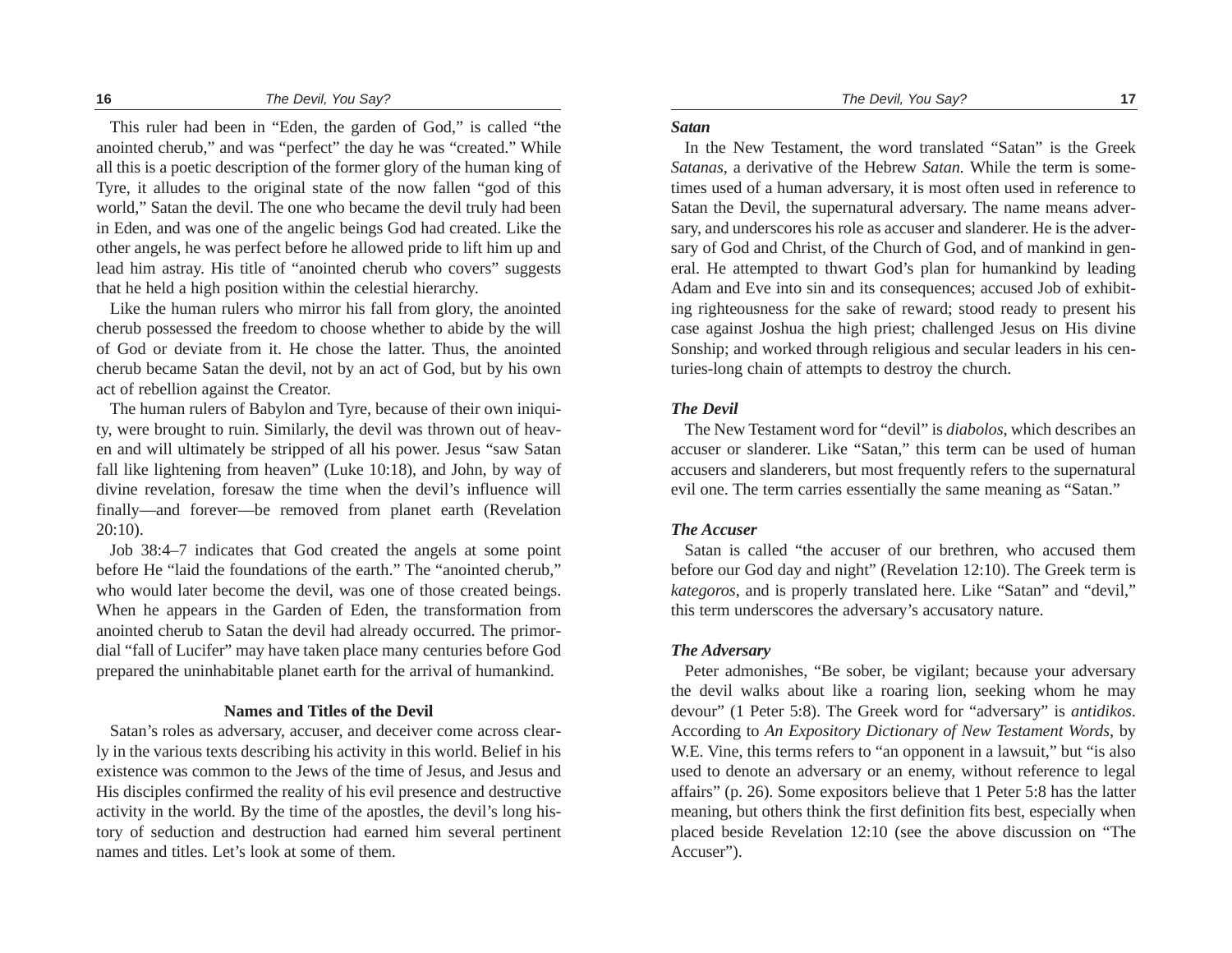This ruler had been in "Eden, the garden of God," is called "the anointed cherub," and was "perfect" the day he was "created." While all this is a poetic description of the former glory of the human king of Tyre, it alludes to the original state of the now fallen "god of this world," Satan the devil. The one who became the devil truly had been in Eden, and was one of the angelic beings God had created. Like the other angels, he was perfect before he allowed pride to lift him up and lead him astray. His title of "anointed cherub who covers" suggests that he held a high position within the celestial hierarchy.

Like the human rulers who mirror his fall from glory, the anointed cherub possessed the freedom to choose whether to abide by the will of God or deviate from it. He chose the latter. Thus, the anointed cherub became Satan the devil, not by an act of God, but by his own act of rebellion against the Creator.

The human rulers of Babylon and Tyre, because of their own iniquity, were brought to ruin. Similarly, the devil was thrown out of heaven and will ultimately be stripped of all his power. Jesus "saw Satan fall like lightening from heaven" (Luke 10:18), and John, by way of divine revelation, foresaw the time when the devil's influence will finally—and forever—be removed from planet earth (Revelation 20:10).

Job 38:4–7 indicates that God created the angels at some point before He "laid the foundations of the earth." The "anointed cherub," who would later become the devil, was one of those created beings. When he appears in the Garden of Eden, the transformation from anointed cherub to Satan the devil had already occurred. The primordial "fall of Lucifer" may have taken place many centuries before God prepared the uninhabitable planet earth for the arrival of humankind.

## Names and Titles of the Devil

Satan's roles as adversary, accuser, and deceiver come across clearly in the various texts describing his activity in this world. Belief in his existence was common to the Jews of the time of Jesus, and Jesus and His disciples confirmed the reality of his evil presence and destructive activity in the world. By the time of the apostles, the devil's long history of seduction and destruction had earned him several pertinent names and titles. Let's look at some of them.

### *Satan*

In the New Testament, the word translated "Satan" is the Greek *Satanas*, a derivative of the Hebrew *Satan*. While the term is sometimes used of a human adversary, it is most often used in reference to Satan the Devil, the supernatural adversary. The name means adversary, and underscores his role as accuser and slanderer. He is the adversary of God and Christ, of the Church of God, and of mankind in general. He attempted to thwart God's plan for humankind by leading Adam and Eve into sin and its consequences; accused Job of exhibiting righteousness for the sake of reward; stood ready to present his case against Joshua the high priest; challenged Jesus on His divine Sonship; and worked through religious and secular leaders in his centuries-long chain of attempts to destroy the church.

### *The Devil*

The New Testament word for "devil" is *diabolos*, which describes an accuser or slanderer. Like "Satan," this term can be used of human accusers and slanderers, but most frequently refers to the supernatural evil one. The term carries essentially the same meaning as "Satan."

### *The Accuser*

Satan is called "the accuser of our brethren, who accused them before our God day and night" (Revelation 12:10). The Greek term is *kategoros*, and is properly translated here. Like "Satan" and "devil," this term underscores the adversary's accusatory nature.

### *The Adversary*

Peter admonishes, "Be sober, be vigilant; because your adversary the devil walks about like a roaring lion, seeking whom he may devour" (1 Peter 5:8). The Greek word for "adversary" is *antidikos*. According to *An Expository Dictionary of New Testament Words*, by W.E. Vine, this terms refers to "an opponent in a lawsuit," but "is also used to denote an adversary or an enemy, without reference to legal affairs" (p. 26). Some expositors believe that 1 Peter 5:8 has the latter meaning, but others think the first definition fits best, especially when placed beside Revelation 12:10 (see the above discussion on "The Accuser").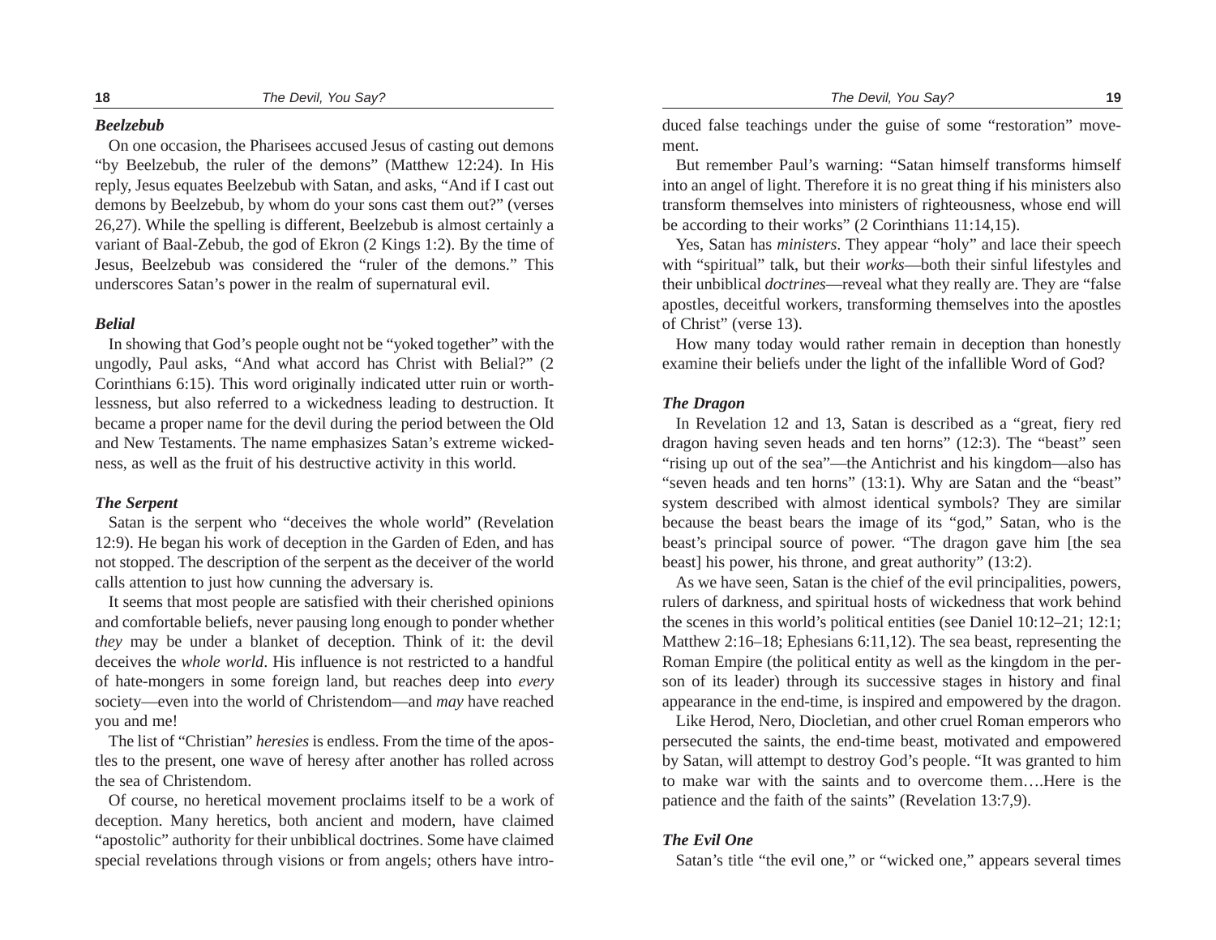### *Beelzebub*

On one occasion, the Pharisees accused Jesus of casting out demons "by Beelzebub, the ruler of the demons" (Matthew 12:24). In His reply, Jesus equates Beelzebub with Satan, and asks, "And if I cast out demons by Beelzebub, by whom do your sons cast them out?" (verses 26,27). While the spelling is different, Beelzebub is almost certainly a variant of Baal-Zebub, the god of Ekron (2 Kings 1:2). By the time of Jesus, Beelzebub was considered the "ruler of the demons." This underscores Satan's power in the realm of supernatural evil.

### *Belial*

In showing that God's people ought not be "yoked together" with the ungodly, Paul asks, "And what accord has Christ with Belial?" (2 Corinthians 6:15). This word originally indicated utter ruin or worthlessness, but also referred to a wickedness leading to destruction. It became a proper name for the devil during the period between the Old and New Testaments. The name emphasizes Satan's extreme wickedness, as well as the fruit of his destructive activity in this world.

### *The Serpent*

Satan is the serpent who "deceives the whole world" (Revelation 12:9). He began his work of deception in the Garden of Eden, and has not stopped. The description of the serpent as the deceiver of the world calls attention to just how cunning the adversary is.

It seems that most people are satisfied with their cherished opinions and comfortable beliefs, never pausing long enough to ponder whether *they* may be under a blanket of deception. Think of it: the devil deceives the *whole world*. His influence is not restricted to a handful of hate-mongers in some foreign land, but reaches deep into *every* society—even into the world of Christendom—and *may* have reached you and me!

The list of "Christian" *heresies* is endless. From the time of the apostles to the present, one wave of heresy after another has rolled across the sea of Christendom.

Of course, no heretical movement proclaims itself to be a work of deception. Many heretics, both ancient and modern, have claimed "apostolic" authority for their unbiblical doctrines. Some have claimed special revelations through visions or from angels; others have introduced false teachings under the guise of some "restoration" movement.

But remember Paul's warning: "Satan himself transforms himself into an angel of light. Therefore it is no great thing if his ministers also transform themselves into ministers of righteousness, whose end will be according to their works" (2 Corinthians 11:14,15).

Yes, Satan has *ministers*. They appear "holy" and lace their speech with "spiritual" talk, but their *works*—both their sinful lifestyles and their unbiblical *doctrines*—reveal what they really are. They are "false apostles, deceitful workers, transforming themselves into the apostles of Christ" (verse 13).

How many today would rather remain in deception than honestly examine their beliefs under the light of the infallible Word of God?

### *The Dragon*

In Revelation 12 and 13, Satan is described as a "great, fiery red dragon having seven heads and ten horns" (12:3). The "beast" seen "rising up out of the sea"—the Antichrist and his kingdom—also has "seven heads and ten horns" (13:1). Why are Satan and the "beast" system described with almost identical symbols? They are similar because the beast bears the image of its "god," Satan, who is the beast's principal source of power. "The dragon gave him [the sea beast] his power, his throne, and great authority" (13:2).

As we have seen, Satan is the chief of the evil principalities, powers, rulers of darkness, and spiritual hosts of wickedness that work behind the scenes in this world's political entities (see Daniel 10:12–21; 12:1; Matthew 2:16–18; Ephesians 6:11,12). The sea beast, representing the Roman Empire (the political entity as well as the kingdom in the person of its leader) through its successive stages in history and final appearance in the end-time, is inspired and empowered by the dragon.

Like Herod, Nero, Diocletian, and other cruel Roman emperors who persecuted the saints, the end-time beast, motivated and empowered by Satan, will attempt to destroy God's people. "It was granted to him to make war with the saints and to overcome them….Here is the patience and the faith of the saints" (Revelation 13:7,9).

### *The Evil One*

Satan's title "the evil one," or "wicked one," appears several times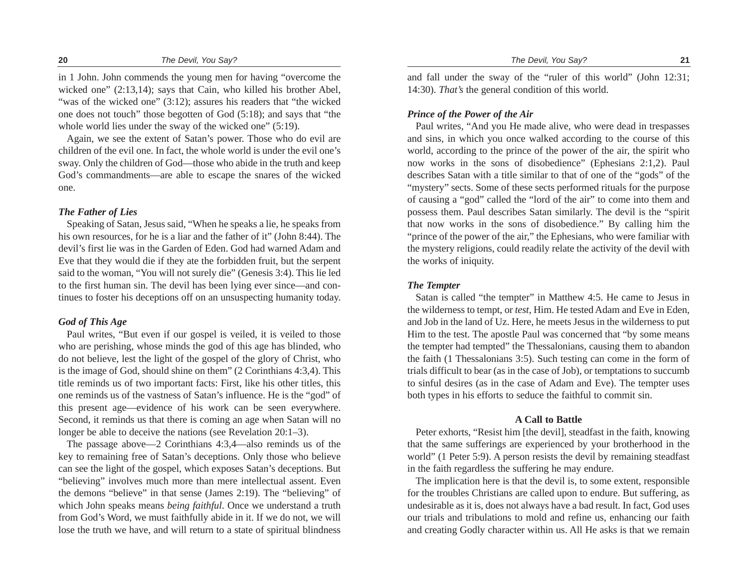in 1 John. John commends the young men for having "overcome the wicked one" (2:13,14); says that Cain, who killed his brother Abel, "was of the wicked one" (3:12); assures his readers that "the wicked one does not touch" those begotten of God (5:18); and says that "the whole world lies under the sway of the wicked one" (5:19).

Again, we see the extent of Satan's power. Those who do evil are children of the evil one. In fact, the whole world is under the evil one's sway. Only the children of God—those who abide in the truth and keep God's commandments—are able to escape the snares of the wicked one.

### *The Father of Lies*

Speaking of Satan, Jesus said, "When he speaks a lie, he speaks from his own resources, for he is a liar and the father of it" (John 8:44). The devil's first lie was in the Garden of Eden. God had warned Adam and Eve that they would die if they ate the forbidden fruit, but the serpent said to the woman, "You will not surely die" (Genesis 3:4). This lie led to the first human sin. The devil has been lying ever since—and continues to foster his deceptions off on an unsuspecting humanity today.

### *God of This Age*

Paul writes, "But even if our gospel is veiled, it is veiled to those who are perishing, whose minds the god of this age has blinded, who do not believe, lest the light of the gospel of the glory of Christ, who is the image of God, should shine on them" (2 Corinthians 4:3,4). This title reminds us of two important facts: First, like his other titles, this one reminds us of the vastness of Satan's influence. He is the "god" of this present age—evidence of his work can be seen everywhere. Second, it reminds us that there is coming an age when Satan will no longer be able to deceive the nations (see Revelation 20:1–3).

The passage above—2 Corinthians 4:3,4—also reminds us of the key to remaining free of Satan's deceptions. Only those who believe can see the light of the gospel, which exposes Satan's deceptions. But "believing" involves much more than mere intellectual assent. Even the demons "believe" in that sense (James 2:19). The "believing" of which John speaks means *being faithful*. Once we understand a truth from God's Word, we must faithfully abide in it. If we do not, we will lose the truth we have, and will return to a state of spiritual blindness and fall under the sway of the "ruler of this world" (John 12:31; 14:30). *That's* the general condition of this world.

### *Prince of the Power of the Air*

Paul writes, "And you He made alive, who were dead in trespasses and sins, in which you once walked according to the course of this world, according to the prince of the power of the air, the spirit who now works in the sons of disobedience" (Ephesians 2:1,2). Paul describes Satan with a title similar to that of one of the "gods" of the "mystery" sects. Some of these sects performed rituals for the purpose of causing a "god" called the "lord of the air" to come into them and possess them. Paul describes Satan similarly. The devil is the "spirit that now works in the sons of disobedience." By calling him the "prince of the power of the air," the Ephesians, who were familiar with the mystery religions, could readily relate the activity of the devil with the works of iniquity.

### *The Tempter*

Satan is called "the tempter" in Matthew 4:5. He came to Jesus in the wilderness to tempt, or *test*, Him. He tested Adam and Eve in Eden, and Job in the land of Uz. Here, he meets Jesus in the wilderness to put Him to the test. The apostle Paul was concerned that "by some means the tempter had tempted" the Thessalonians, causing them to abandon the faith (1 Thessalonians 3:5). Such testing can come in the form of trials difficult to bear (as in the case of Job), or temptations to succumb to sinful desires (as in the case of Adam and Eve). The tempter uses both types in his efforts to seduce the faithful to commit sin.

## A Call to Battle

Peter exhorts, "Resist him [the devil], steadfast in the faith, knowing that the same sufferings are experienced by your brotherhood in the world" (1 Peter 5:9). A person resists the devil by remaining steadfast in the faith regardless the suffering he may endure.

The implication here is that the devil is, to some extent, responsible for the troubles Christians are called upon to endure. But suffering, as undesirable as it is, does not always have a bad result. In fact, God uses our trials and tribulations to mold and refine us, enhancing our faith and creating Godly character within us. All He asks is that we remain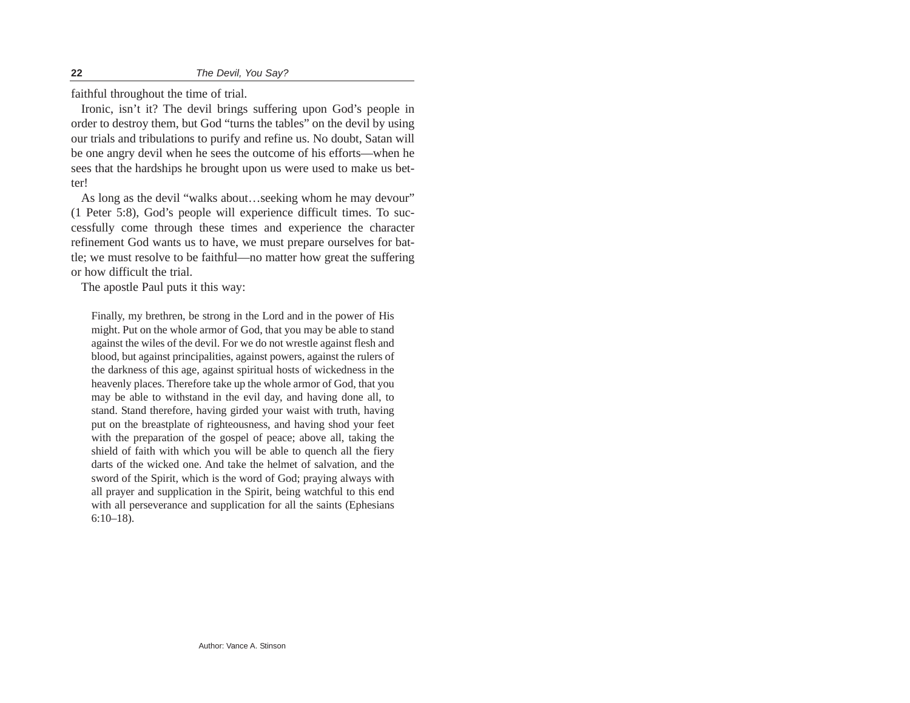faithful throughout the time of trial.

Ironic, isn't it? The devil brings suffering upon God's people in order to destroy them, but God "turns the tables" on the devil by using our trials and tribulations to purify and refine us. No doubt, Satan will be one angry devil when he sees the outcome of his efforts—when he sees that the hardships he brought upon us were used to make us better!

As long as the devil "walks about…seeking whom he may devour" (1 Peter 5:8), God's people will experience difficult times. To successfully come through these times and experience the character refinement God wants us to have, we must prepare ourselves for battle; we must resolve to be faithful—no matter how great the suffering or how difficult the trial.

The apostle Paul puts it this way:

> Finally, my brethren, be strong in the Lord and in the power of His might. Put on the whole armor of God, that you may be able to stand against the wiles of the devil. For we do not wrestle against flesh and blood, but against principalities, against powers, against the rulers of the darkness of this age, against spiritual hosts of wickedness in the heavenly places. Therefore take up the whole armor of God, that you may be able to withstand in the evil day, and having done all, to stand. Stand therefore, having girded your waist with truth, having put on the breastplate of righteousness, and having shod your feet with the preparation of the gospel of peace; above all, taking the shield of faith with which you will be able to quench all the fiery darts of the wicked one. And take the helmet of salvation, and the sword of the Spirit, which is the word of God; praying always with all prayer and supplication in the Spirit, being watchful to this end with all perseverance and supplication for all the saints (Ephesians 6:10–18).

Author: Vance A. Stinson